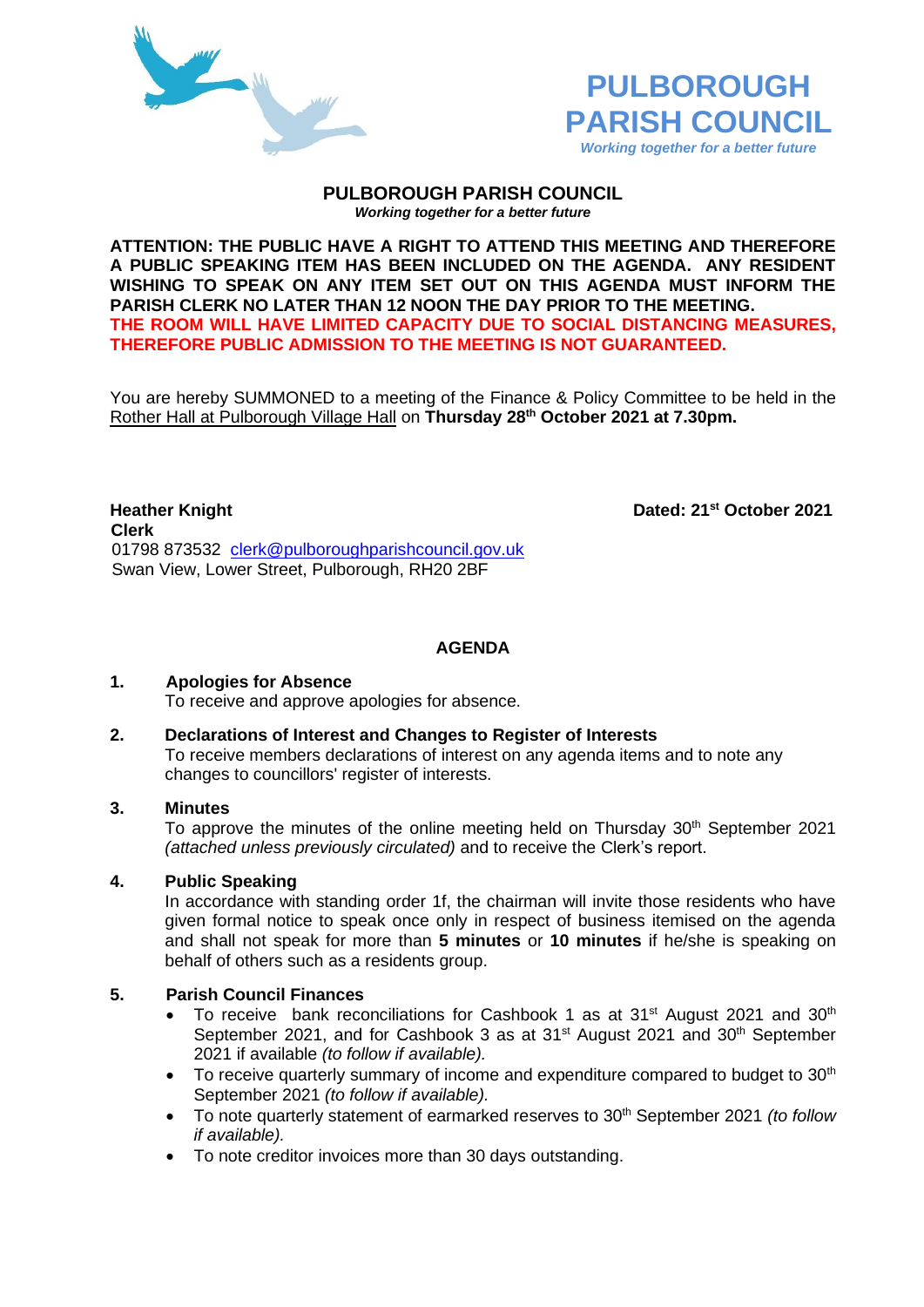# PULBOROUGH PARISH COUNCIL

*Working together for a better future*

## PULBOROUGH PARISH COUNCIL

***Working together for a better future***

**ATTENTION: THE PUBLIC HAVE A RIGHT TO ATTEND THIS MEETING AND THEREFORE A PUBLIC SPEAKING ITEM HAS BEEN INCLUDED ON THE AGENDA. ANY RESIDENT WISHING TO SPEAK ON ANY ITEM SET OUT ON THIS AGENDA MUST INFORM THE PARISH CLERK NO LATER THAN 12 NOON THE DAY PRIOR TO THE MEETING.**
**THE ROOM WILL HAVE LIMITED CAPACITY DUE TO SOCIAL DISTANCING MEASURES, THEREFORE PUBLIC ADMISSION TO THE MEETING IS NOT GUARANTEED.**

You are hereby SUMMONED to a meeting of the Finance & Policy Committee to be held in the Rother Hall at Pulborough Village Hall on **Thursday 28th October 2021 at 7.30pm.**

**Heather Knight**
**Clerk**
01798 873532 clerk@pulboroughparishcouncil.gov.uk
Swan View, Lower Street, Pulborough, RH20 2BF

**Dated: 21st October 2021**

## AGENDA

**1. Apologies for Absence**
To receive and approve apologies for absence.

**2. Declarations of Interest and Changes to Register of Interests**
To receive members declarations of interest on any agenda items and to note any changes to councillors' register of interests.

**3. Minutes**
To approve the minutes of the online meeting held on Thursday 30th September 2021 *(attached unless previously circulated)* and to receive the Clerk's report.

**4. Public Speaking**
In accordance with standing order 1f, the chairman will invite those residents who have given formal notice to speak once only in respect of business itemised on the agenda and shall not speak for more than **5 minutes** or **10 minutes** if he/she is speaking on behalf of others such as a residents group.

**5. Parish Council Finances**

- To receive bank reconciliations for Cashbook 1 as at 31st August 2021 and 30th September 2021, and for Cashbook 3 as at 31st August 2021 and 30th September 2021 if available *(to follow if available).*
- To receive quarterly summary of income and expenditure compared to budget to 30th September 2021 *(to follow if available).*
- To note quarterly statement of earmarked reserves to 30th September 2021 *(to follow if available).*
- To note creditor invoices more than 30 days outstanding.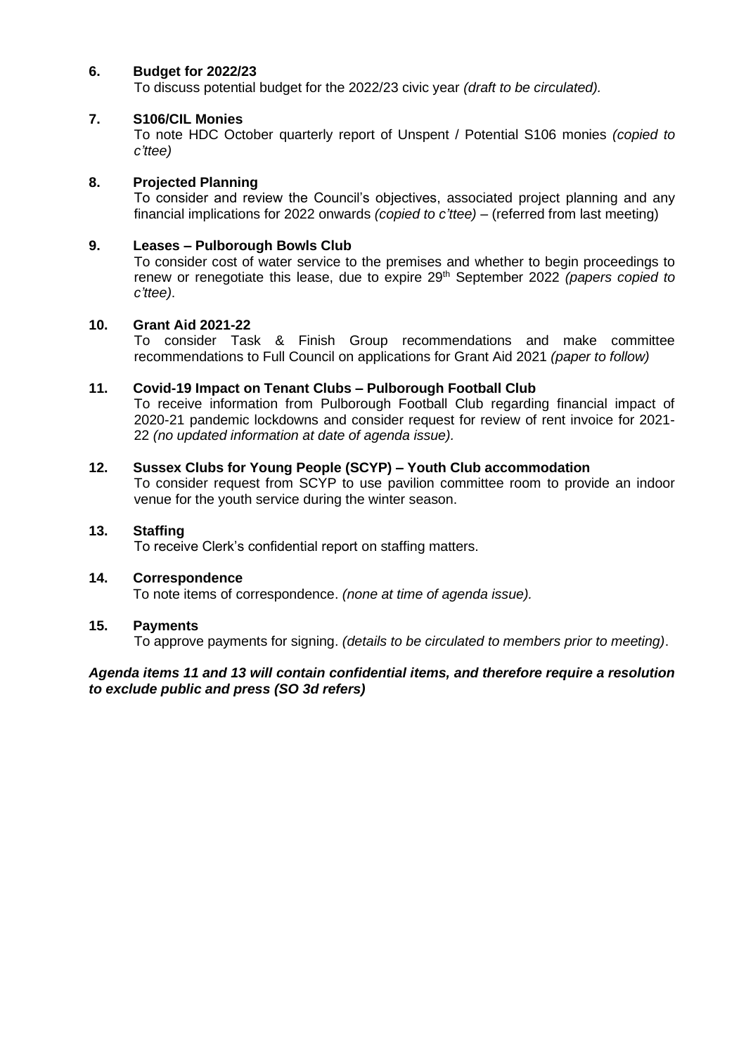**6. Budget for 2022/23**

To discuss potential budget for the 2022/23 civic year *(draft to be circulated).*

**7. S106/CIL Monies**

To note HDC October quarterly report of Unspent / Potential S106 monies *(copied to c'ttee)*

**8. Projected Planning**

To consider and review the Council's objectives, associated project planning and any financial implications for 2022 onwards *(copied to c'ttee)* – (referred from last meeting)

**9. Leases – Pulborough Bowls Club**

To consider cost of water service to the premises and whether to begin proceedings to renew or renegotiate this lease, due to expire 29th September 2022 *(papers copied to c'ttee)*.

**10. Grant Aid 2021-22**

To consider Task & Finish Group recommendations and make committee recommendations to Full Council on applications for Grant Aid 2021 *(paper to follow)*

**11. Covid-19 Impact on Tenant Clubs – Pulborough Football Club**

To receive information from Pulborough Football Club regarding financial impact of 2020-21 pandemic lockdowns and consider request for review of rent invoice for 2021-22 *(no updated information at date of agenda issue).*

**12. Sussex Clubs for Young People (SCYP) – Youth Club accommodation**

To consider request from SCYP to use pavilion committee room to provide an indoor venue for the youth service during the winter season.

**13. Staffing**

To receive Clerk's confidential report on staffing matters.

**14. Correspondence**

To note items of correspondence. *(none at time of agenda issue).*

**15. Payments**

To approve payments for signing. *(details to be circulated to members prior to meeting)*.

***Agenda items 11 and 13 will contain confidential items, and therefore require a resolution to exclude public and press (SO 3d refers)***